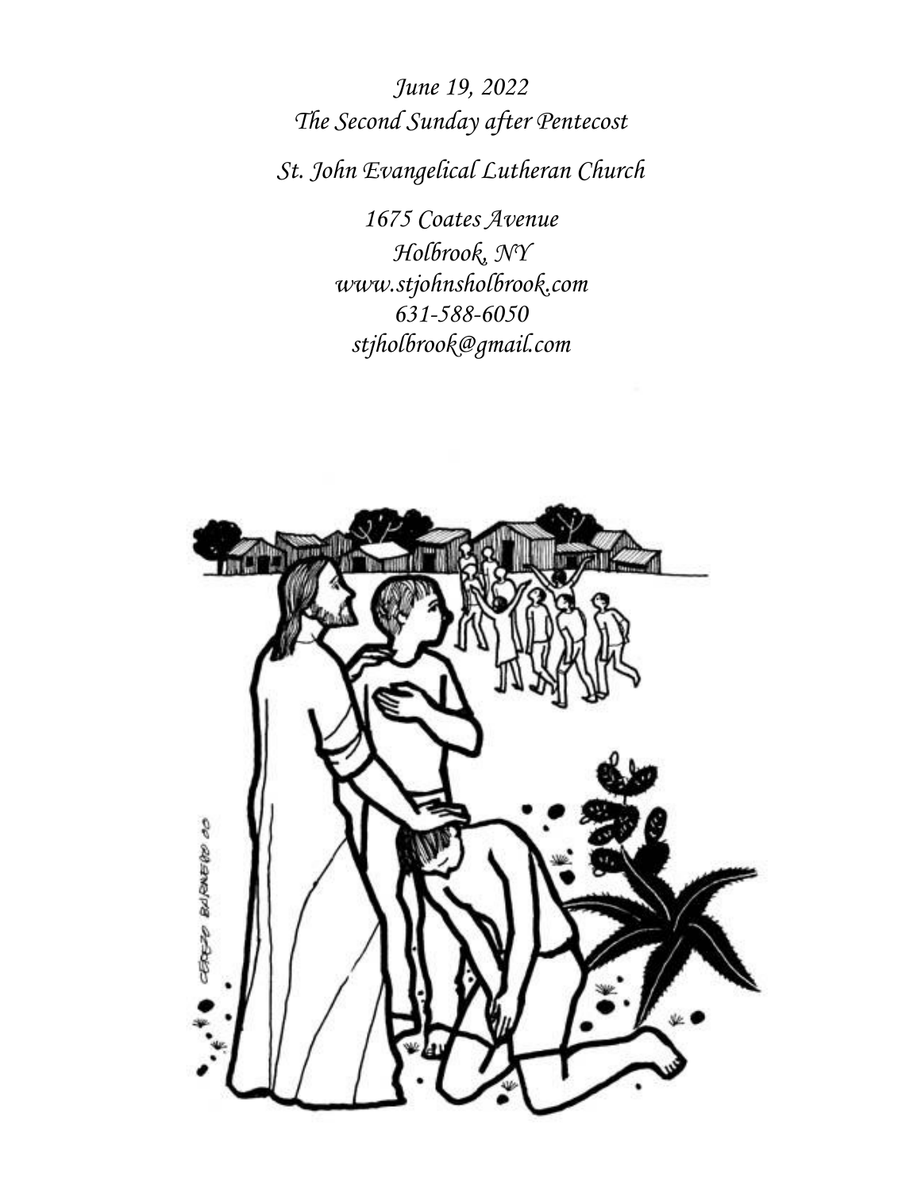*June 19, 2022*
*The Second Sunday after Pentecost*

*St. John Evangelical Lutheran Church*

*1675 Coates Avenue*
*Holbrook, NY*
*www.stjohnsholbrook.com*
*631-588-6050*
*stjholbrook@gmail.com*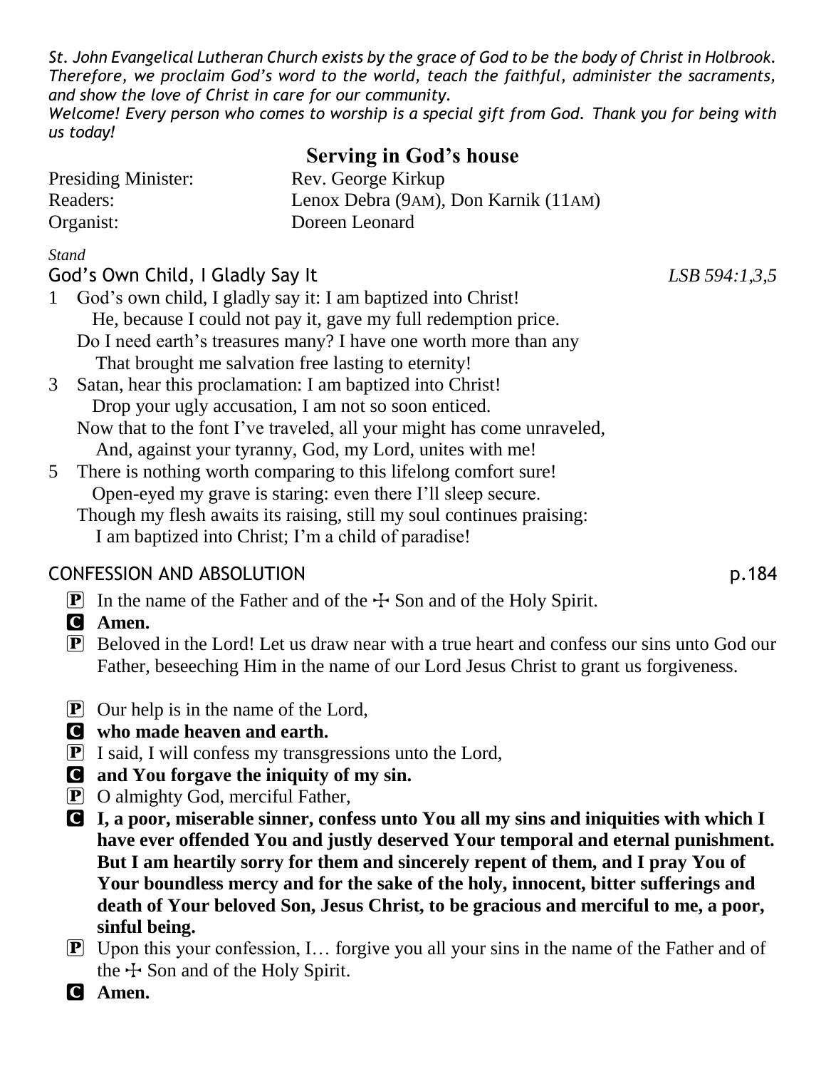*St. John Evangelical Lutheran Church exists by the grace of God to be the body of Christ in Holbrook. Therefore, we proclaim God's word to the world, teach the faithful, administer the sacraments, and show the love of Christ in care for our community.*

*Welcome! Every person who comes to worship is a special gift from God. Thank you for being with us today!*

## Serving in God's house

| | |
|---|---|
| Presiding Minister: | Rev. George Kirkup |
| Readers: | Lenox Debra (9AM), Don Karnik (11AM) |
| Organist: | Doreen Leonard |

*Stand*

### God's Own Child, I Gladly Say It *LSB 594:1,3,5*

1 God's own child, I gladly say it: I am baptized into Christ!
He, because I could not pay it, gave my full redemption price.
Do I need earth's treasures many? I have one worth more than any
That brought me salvation free lasting to eternity!

3 Satan, hear this proclamation: I am baptized into Christ!
Drop your ugly accusation, I am not so soon enticed.
Now that to the font I've traveled, all your might has come unraveled,
And, against your tyranny, God, my Lord, unites with me!

5 There is nothing worth comparing to this lifelong comfort sure!
Open-eyed my grave is staring: even there I'll sleep secure.
Though my flesh awaits its raising, still my soul continues praising:
I am baptized into Christ; I'm a child of paradise!

### CONFESSION AND ABSOLUTION p.184

P In the name of the Father and of the ☩ Son and of the Holy Spirit.

C **Amen.**

P Beloved in the Lord! Let us draw near with a true heart and confess our sins unto God our Father, beseeching Him in the name of our Lord Jesus Christ to grant us forgiveness.

P Our help is in the name of the Lord,

C **who made heaven and earth.**

P I said, I will confess my transgressions unto the Lord,

C **and You forgave the iniquity of my sin.**

P O almighty God, merciful Father,

C **I, a poor, miserable sinner, confess unto You all my sins and iniquities with which I have ever offended You and justly deserved Your temporal and eternal punishment. But I am heartily sorry for them and sincerely repent of them, and I pray You of Your boundless mercy and for the sake of the holy, innocent, bitter sufferings and death of Your beloved Son, Jesus Christ, to be gracious and merciful to me, a poor, sinful being.**

P Upon this your confession, I… forgive you all your sins in the name of the Father and of the ☩ Son and of the Holy Spirit.

C **Amen.**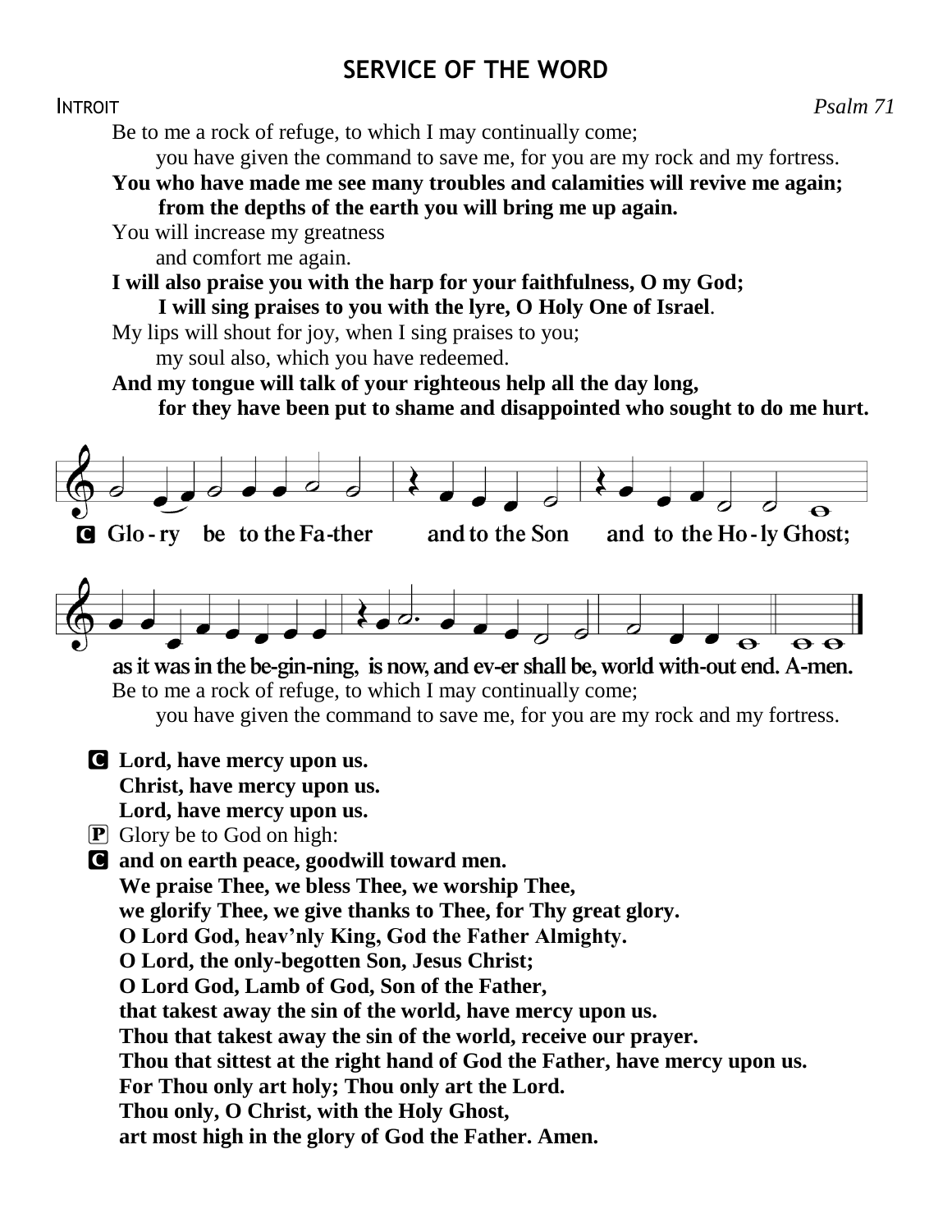## SERVICE OF THE WORD

INTROIT *Psalm 71*

Be to me a rock of refuge, to which I may continually come;
you have given the command to save me, for you are my rock and my fortress.

**You who have made me see many troubles and calamities will revive me again;**
**from the depths of the earth you will bring me up again.**

You will increase my greatness
and comfort me again.

**I will also praise you with the harp for your faithfulness, O my God;**
**I will sing praises to you with the lyre, O Holy One of Israel.**

My lips will shout for joy, when I sing praises to you;
my soul also, which you have redeemed.

**And my tongue will talk of your righteous help all the day long,**
**for they have been put to shame and disappointed who sought to do me hurt.**

C **Glo-ry be to the Fa-ther and to the Son and to the Ho-ly Ghost;**
**as it was in the be-gin-ning, is now, and ev-er shall be, world with-out end. A-men.**

Be to me a rock of refuge, to which I may continually come;
you have given the command to save me, for you are my rock and my fortress.

C **Lord, have mercy upon us.**
**Christ, have mercy upon us.**
**Lord, have mercy upon us.**

P Glory be to God on high:

C **and on earth peace, goodwill toward men.**
**We praise Thee, we bless Thee, we worship Thee,**
**we glorify Thee, we give thanks to Thee, for Thy great glory.**
**O Lord God, heav'nly King, God the Father Almighty.**
**O Lord, the only-begotten Son, Jesus Christ;**
**O Lord God, Lamb of God, Son of the Father,**
**that takest away the sin of the world, have mercy upon us.**
**Thou that takest away the sin of the world, receive our prayer.**
**Thou that sittest at the right hand of God the Father, have mercy upon us.**
**For Thou only art holy; Thou only art the Lord.**
**Thou only, O Christ, with the Holy Ghost,**
**art most high in the glory of God the Father. Amen.**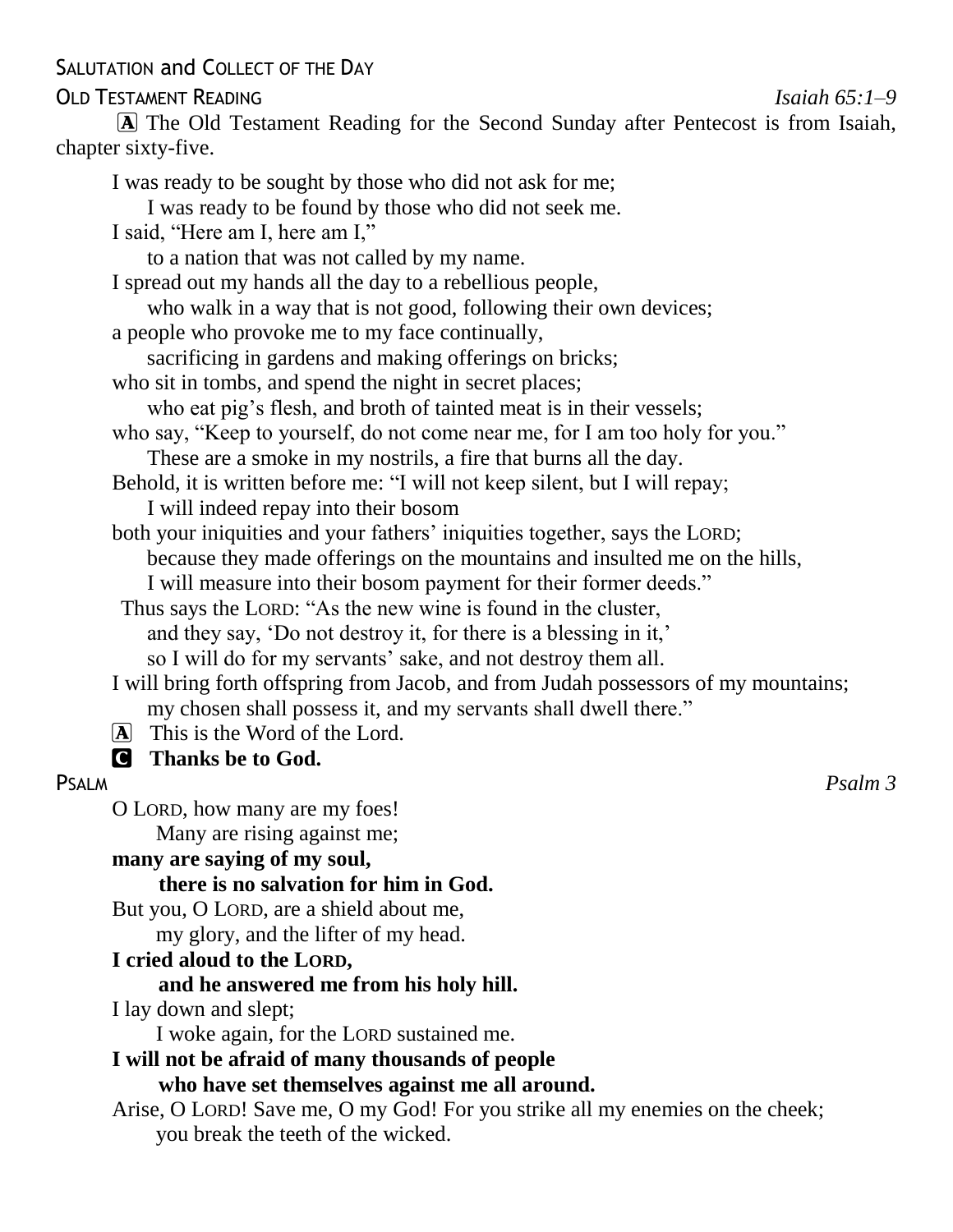SALUTATION and COLLECT OF THE DAY

OLD TESTAMENT READING *Isaiah 65:1–9*

A The Old Testament Reading for the Second Sunday after Pentecost is from Isaiah, chapter sixty-five.

I was ready to be sought by those who did not ask for me;
  I was ready to be found by those who did not seek me.
I said, "Here am I, here am I,"
  to a nation that was not called by my name.
I spread out my hands all the day to a rebellious people,
  who walk in a way that is not good, following their own devices;
a people who provoke me to my face continually,
  sacrificing in gardens and making offerings on bricks;
who sit in tombs, and spend the night in secret places;
  who eat pig's flesh, and broth of tainted meat is in their vessels;
who say, "Keep to yourself, do not come near me, for I am too holy for you."
  These are a smoke in my nostrils, a fire that burns all the day.
Behold, it is written before me: "I will not keep silent, but I will repay;
  I will indeed repay into their bosom
both your iniquities and your fathers' iniquities together, says the LORD;
  because they made offerings on the mountains and insulted me on the hills,
  I will measure into their bosom payment for their former deeds."
Thus says the LORD: "As the new wine is found in the cluster,
  and they say, 'Do not destroy it, for there is a blessing in it,'
  so I will do for my servants' sake, and not destroy them all.
I will bring forth offspring from Jacob, and from Judah possessors of my mountains;
  my chosen shall possess it, and my servants shall dwell there."

A This is the Word of the Lord.

C **Thanks be to God.**

PSALM *Psalm 3*

O LORD, how many are my foes!
  Many are rising against me;
**many are saying of my soul,**
  **there is no salvation for him in God.**
But you, O LORD, are a shield about me,
  my glory, and the lifter of my head.
**I cried aloud to the LORD,**
  **and he answered me from his holy hill.**
I lay down and slept;
  I woke again, for the LORD sustained me.
**I will not be afraid of many thousands of people**
  **who have set themselves against me all around.**
Arise, O LORD! Save me, O my God! For you strike all my enemies on the cheek;
  you break the teeth of the wicked.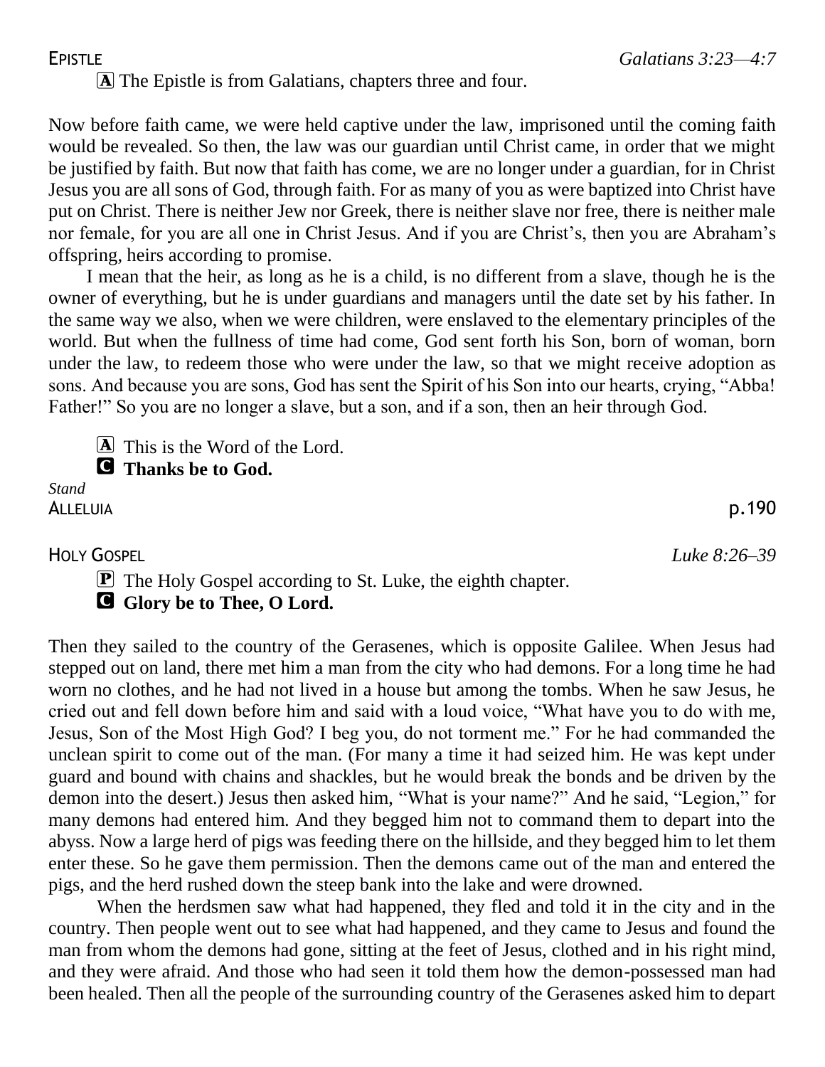EPISTLE *Galatians 3:23—4:7*

A The Epistle is from Galatians, chapters three and four.

Now before faith came, we were held captive under the law, imprisoned until the coming faith would be revealed. So then, the law was our guardian until Christ came, in order that we might be justified by faith. But now that faith has come, we are no longer under a guardian, for in Christ Jesus you are all sons of God, through faith. For as many of you as were baptized into Christ have put on Christ. There is neither Jew nor Greek, there is neither slave nor free, there is neither male nor female, for you are all one in Christ Jesus. And if you are Christ's, then you are Abraham's offspring, heirs according to promise.

I mean that the heir, as long as he is a child, is no different from a slave, though he is the owner of everything, but he is under guardians and managers until the date set by his father. In the same way we also, when we were children, were enslaved to the elementary principles of the world. But when the fullness of time had come, God sent forth his Son, born of woman, born under the law, to redeem those who were under the law, so that we might receive adoption as sons. And because you are sons, God has sent the Spirit of his Son into our hearts, crying, "Abba! Father!" So you are no longer a slave, but a son, and if a son, then an heir through God.

A This is the Word of the Lord.
C **Thanks be to God.**

*Stand*

ALLELUIA p.190

HOLY GOSPEL *Luke 8:26–39*

P The Holy Gospel according to St. Luke, the eighth chapter.
C **Glory be to Thee, O Lord.**

Then they sailed to the country of the Gerasenes, which is opposite Galilee. When Jesus had stepped out on land, there met him a man from the city who had demons. For a long time he had worn no clothes, and he had not lived in a house but among the tombs. When he saw Jesus, he cried out and fell down before him and said with a loud voice, "What have you to do with me, Jesus, Son of the Most High God? I beg you, do not torment me." For he had commanded the unclean spirit to come out of the man. (For many a time it had seized him. He was kept under guard and bound with chains and shackles, but he would break the bonds and be driven by the demon into the desert.) Jesus then asked him, "What is your name?" And he said, "Legion," for many demons had entered him. And they begged him not to command them to depart into the abyss. Now a large herd of pigs was feeding there on the hillside, and they begged him to let them enter these. So he gave them permission. Then the demons came out of the man and entered the pigs, and the herd rushed down the steep bank into the lake and were drowned.

When the herdsmen saw what had happened, they fled and told it in the city and in the country. Then people went out to see what had happened, and they came to Jesus and found the man from whom the demons had gone, sitting at the feet of Jesus, clothed and in his right mind, and they were afraid. And those who had seen it told them how the demon-possessed man had been healed. Then all the people of the surrounding country of the Gerasenes asked him to depart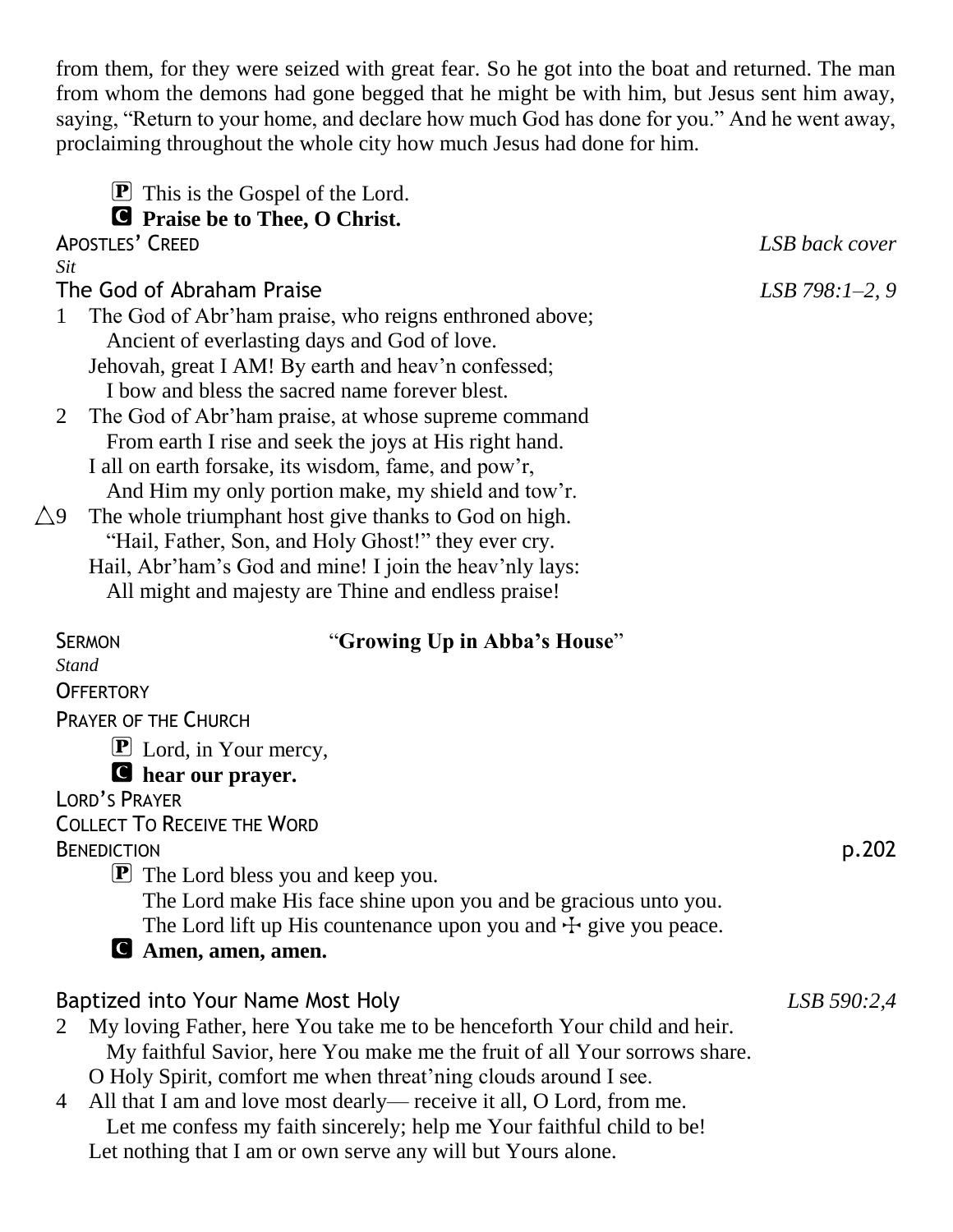from them, for they were seized with great fear. So he got into the boat and returned. The man from whom the demons had gone begged that he might be with him, but Jesus sent him away, saying, "Return to your home, and declare how much God has done for you." And he went away, proclaiming throughout the whole city how much Jesus had done for him.

P This is the Gospel of the Lord.
**C Praise be to Thee, O Christ.**

APOSTLES' CREED *LSB back cover*

*Sit*

The God of Abraham Praise *LSB 798:1–2, 9*

1 The God of Abr'ham praise, who reigns enthroned above;
Ancient of everlasting days and God of love.
Jehovah, great I AM! By earth and heav'n confessed;
I bow and bless the sacred name forever blest.

2 The God of Abr'ham praise, at whose supreme command
From earth I rise and seek the joys at His right hand.
I all on earth forsake, its wisdom, fame, and pow'r,
And Him my only portion make, my shield and tow'r.

△9 The whole triumphant host give thanks to God on high.
"Hail, Father, Son, and Holy Ghost!" they ever cry.
Hail, Abr'ham's God and mine! I join the heav'nly lays:
All might and majesty are Thine and endless praise!

SERMON "**Growing Up in Abba's House**"

*Stand*

OFFERTORY

PRAYER OF THE CHURCH

P Lord, in Your mercy,
**C hear our prayer.**

LORD'S PRAYER

COLLECT TO RECEIVE THE WORD

BENEDICTION p.202

P The Lord bless you and keep you.
The Lord make His face shine upon you and be gracious unto you.
The Lord lift up His countenance upon you and ☩ give you peace.
**C Amen, amen, amen.**

Baptized into Your Name Most Holy *LSB 590:2,4*

2 My loving Father, here You take me to be henceforth Your child and heir.
My faithful Savior, here You make me the fruit of all Your sorrows share.
O Holy Spirit, comfort me when threat'ning clouds around I see.

4 All that I am and love most dearly— receive it all, O Lord, from me.
Let me confess my faith sincerely; help me Your faithful child to be!
Let nothing that I am or own serve any will but Yours alone.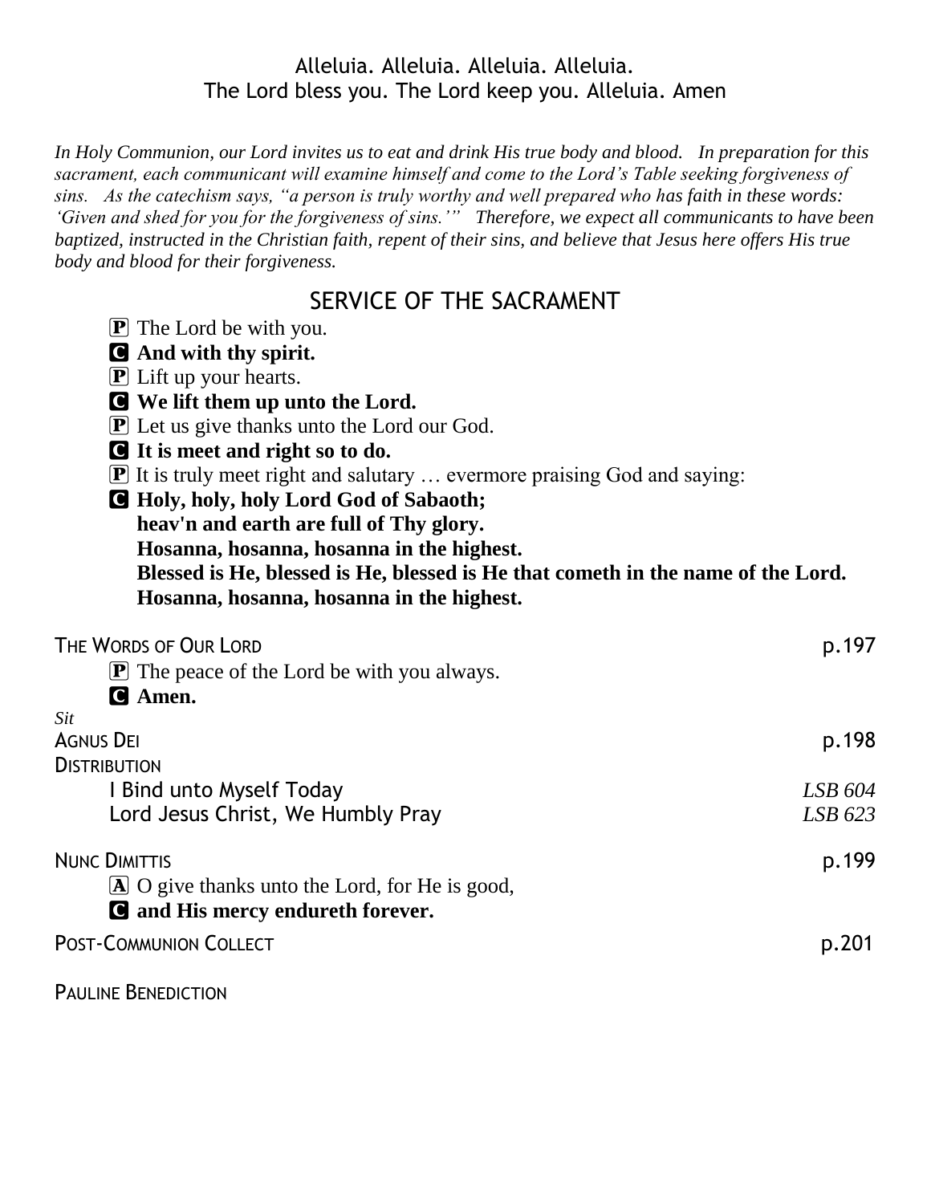Alleluia. Alleluia. Alleluia. Alleluia.
The Lord bless you. The Lord keep you. Alleluia. Amen

*In Holy Communion, our Lord invites us to eat and drink His true body and blood. In preparation for this sacrament, each communicant will examine himself and come to the Lord's Table seeking forgiveness of sins. As the catechism says, "a person is truly worthy and well prepared who has faith in these words: 'Given and shed for you for the forgiveness of sins.'" Therefore, we expect all communicants to have been baptized, instructed in the Christian faith, repent of their sins, and believe that Jesus here offers His true body and blood for their forgiveness.*

## SERVICE OF THE SACRAMENT

P The Lord be with you.
**C And with thy spirit.**
P Lift up your hearts.
**C We lift them up unto the Lord.**
P Let us give thanks unto the Lord our God.
**C It is meet and right so to do.**
P It is truly meet right and salutary … evermore praising God and saying:
**C Holy, holy, holy Lord God of Sabaoth;**
**heav'n and earth are full of Thy glory.**
**Hosanna, hosanna, hosanna in the highest.**
**Blessed is He, blessed is He, blessed is He that cometh in the name of the Lord.**
**Hosanna, hosanna, hosanna in the highest.**

THE WORDS OF OUR LORD p.197

P The peace of the Lord be with you always.
**C Amen.**

*Sit*

AGNUS DEI p.198

DISTRIBUTION

I Bind unto Myself Today *LSB 604*
Lord Jesus Christ, We Humbly Pray *LSB 623*

NUNC DIMITTIS p.199

A O give thanks unto the Lord, for He is good,
**C and His mercy endureth forever.**

POST-COMMUNION COLLECT p.201

PAULINE BENEDICTION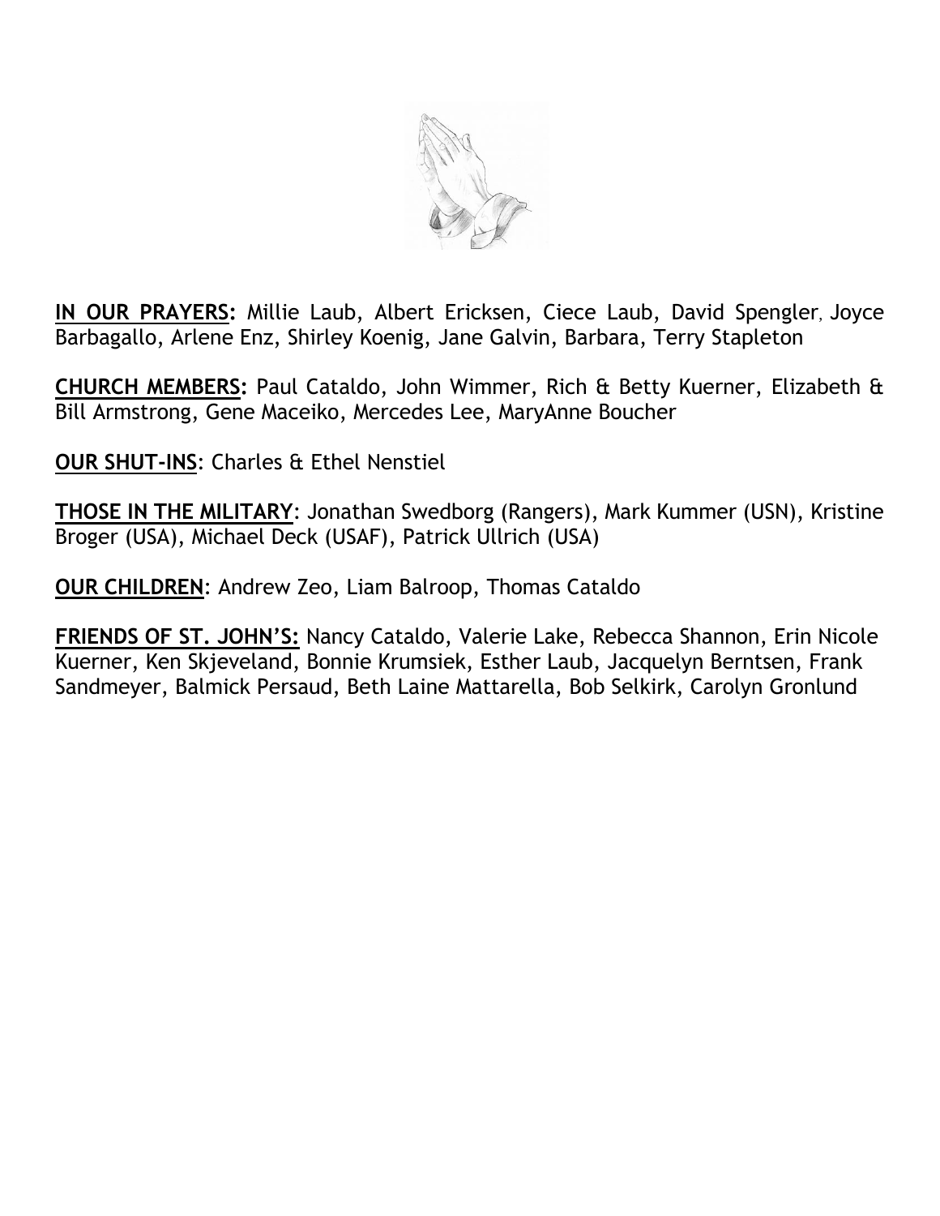**IN OUR PRAYERS:** Millie Laub, Albert Ericksen, Ciece Laub, David Spengler, Joyce Barbagallo, Arlene Enz, Shirley Koenig, Jane Galvin, Barbara, Terry Stapleton

**CHURCH MEMBERS:** Paul Cataldo, John Wimmer, Rich & Betty Kuerner, Elizabeth & Bill Armstrong, Gene Maceiko, Mercedes Lee, MaryAnne Boucher

**OUR SHUT-INS**: Charles & Ethel Nenstiel

**THOSE IN THE MILITARY**: Jonathan Swedborg (Rangers), Mark Kummer (USN), Kristine Broger (USA), Michael Deck (USAF), Patrick Ullrich (USA)

**OUR CHILDREN**: Andrew Zeo, Liam Balroop, Thomas Cataldo

**FRIENDS OF ST. JOHN'S:** Nancy Cataldo, Valerie Lake, Rebecca Shannon, Erin Nicole Kuerner, Ken Skjeveland, Bonnie Krumsiek, Esther Laub, Jacquelyn Berntsen, Frank Sandmeyer, Balmick Persaud, Beth Laine Mattarella, Bob Selkirk, Carolyn Gronlund